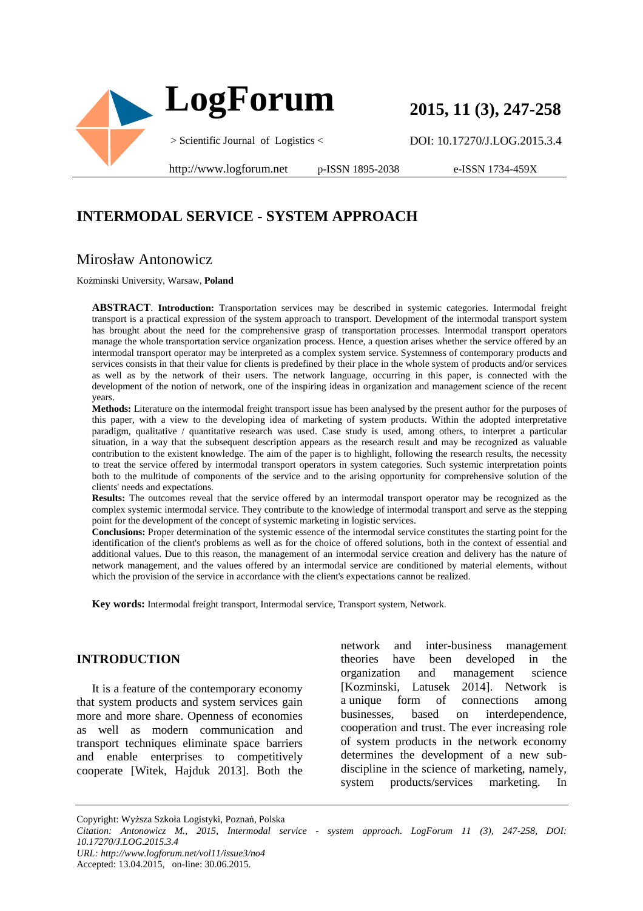# INTERMODAL SERVICE - SYSTEM APPROACH

## Mirosław Antonowicz

Koźminski University, Warsaw, **Poland**

**ABSTRACT**. **Introduction:** Transportation services may be described in systemic categories. Intermodal freight transport is a practical expression of the system approach to transport. Development of the intermodal transport system has brought about the need for the comprehensive grasp of transportation processes. Intermodal transport operators manage the whole transportation service organization process. Hence, a question arises whether the service offered by an intermodal transport operator may be interpreted as a complex system service. Systemness of contemporary products and services consists in that their value for clients is predefined by their place in the whole system of products and/or services as well as by the network of their users. The network language, occurring in this paper, is connected with the development of the notion of network, one of the inspiring ideas in organization and management science of the recent years.

**Methods:** Literature on the intermodal freight transport issue has been analysed by the present author for the purposes of this paper, with a view to the developing idea of marketing of system products. Within the adopted interpretative paradigm, qualitative / quantitative research was used. Case study is used, among others, to interpret a particular situation, in a way that the subsequent description appears as the research result and may be recognized as valuable contribution to the existent knowledge. The aim of the paper is to highlight, following the research results, the necessity to treat the service offered by intermodal transport operators in system categories. Such systemic interpretation points both to the multitude of components of the service and to the arising opportunity for comprehensive solution of the clients' needs and expectations.

**Results:** The outcomes reveal that the service offered by an intermodal transport operator may be recognized as the complex systemic intermodal service. They contribute to the knowledge of intermodal transport and serve as the stepping point for the development of the concept of systemic marketing in logistic services.

**Conclusions:** Proper determination of the systemic essence of the intermodal service constitutes the starting point for the identification of the client's problems as well as for the choice of offered solutions, both in the context of essential and additional values. Due to this reason, the management of an intermodal service creation and delivery has the nature of network management, and the values offered by an intermodal service are conditioned by material elements, without which the provision of the service in accordance with the client's expectations cannot be realized.

**Key words:** Intermodal freight transport, Intermodal service, Transport system, Network.

## INTRODUCTION

It is a feature of the contemporary economy that system products and system services gain more and more share. Openness of economies as well as modern communication and transport techniques eliminate space barriers and enable enterprises to competitively cooperate [Witek, Hajduk 2013]. Both the network and inter-business management theories have been developed in the organization and management science [Kozminski, Latusek 2014]. Network is a unique form of connections among businesses, based on interdependence, cooperation and trust. The ever increasing role of system products in the network economy determines the development of a new sub-discipline in the science of marketing, namely, system products/services marketing. In

Copyright: Wyższa Szkoła Logistyki, Poznań, Polska

*Citation: Antonowicz M., 2015, Intermodal service - system approach. LogForum 11 (3), 247-258, DOI: 10.17270/J.LOG.2015.3.4*

*URL: http://www.logforum.net/vol11/issue3/no4*

Accepted: 13.04.2015, on-line: 30.06.2015.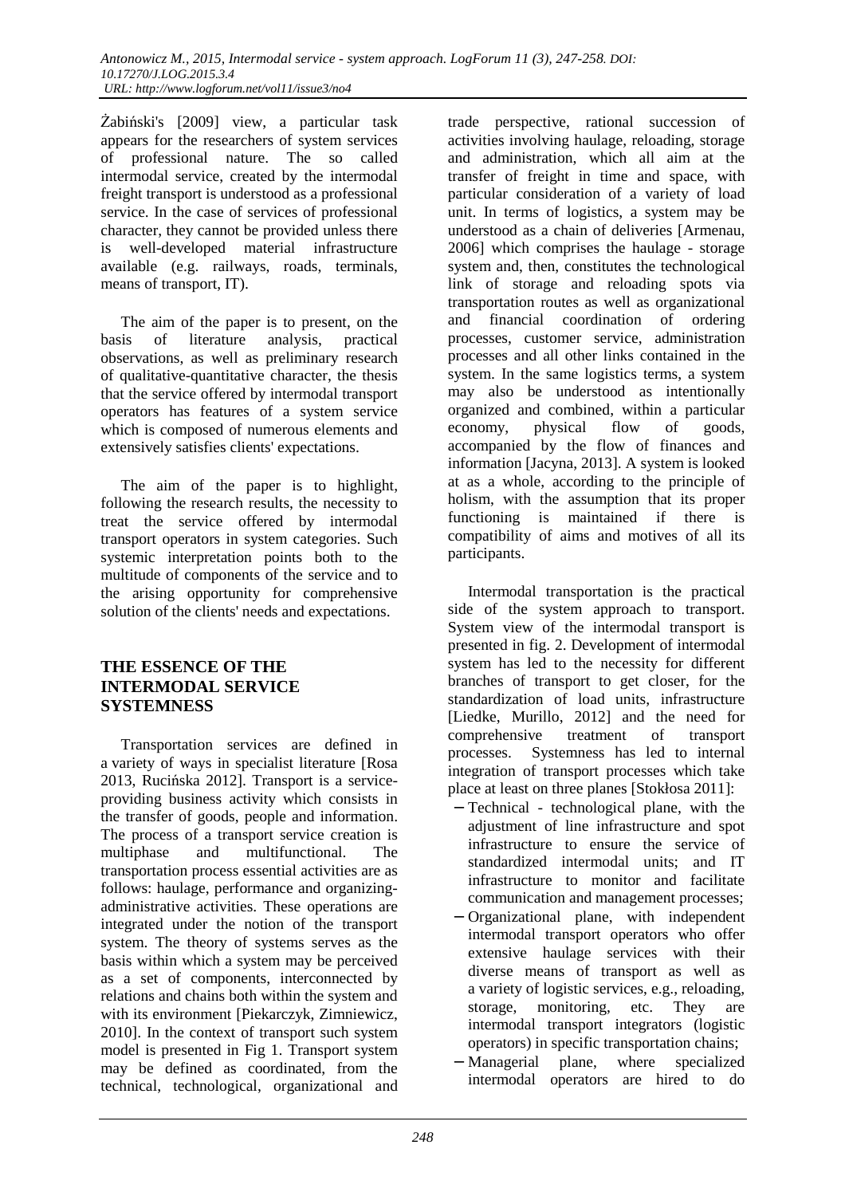Żabiński's [2009] view, a particular task appears for the researchers of system services of professional nature. The so called intermodal service, created by the intermodal freight transport is understood as a professional service. In the case of services of professional character, they cannot be provided unless there is well-developed material infrastructure available (e.g. railways, roads, terminals, means of transport, IT).

The aim of the paper is to present, on the basis of literature analysis, practical observations, as well as preliminary research of qualitative-quantitative character, the thesis that the service offered by intermodal transport operators has features of a system service which is composed of numerous elements and extensively satisfies clients' expectations.

The aim of the paper is to highlight, following the research results, the necessity to treat the service offered by intermodal transport operators in system categories. Such systemic interpretation points both to the multitude of components of the service and to the arising opportunity for comprehensive solution of the clients' needs and expectations.

## THE ESSENCE OF THE INTERMODAL SERVICE SYSTEMNESS

Transportation services are defined in a variety of ways in specialist literature [Rosa 2013, Rucińska 2012]. Transport is a service-providing business activity which consists in the transfer of goods, people and information. The process of a transport service creation is multiphase and multifunctional. The transportation process essential activities are as follows: haulage, performance and organizing-administrative activities. These operations are integrated under the notion of the transport system. The theory of systems serves as the basis within which a system may be perceived as a set of components, interconnected by relations and chains both within the system and with its environment [Piekarczyk, Zimniewicz, 2010]. In the context of transport such system model is presented in Fig 1. Transport system may be defined as coordinated, from the technical, technological, organizational and trade perspective, rational succession of activities involving haulage, reloading, storage and administration, which all aim at the transfer of freight in time and space, with particular consideration of a variety of load unit. In terms of logistics, a system may be understood as a chain of deliveries [Armenau, 2006] which comprises the haulage - storage system and, then, constitutes the technological link of storage and reloading spots via transportation routes as well as organizational and financial coordination of ordering processes, customer service, administration processes and all other links contained in the system. In the same logistics terms, a system may also be understood as intentionally organized and combined, within a particular economy, physical flow of goods, accompanied by the flow of finances and information [Jacyna, 2013]. A system is looked at as a whole, according to the principle of holism, with the assumption that its proper functioning is maintained if there is compatibility of aims and motives of all its participants.

Intermodal transportation is the practical side of the system approach to transport. System view of the intermodal transport is presented in fig. 2. Development of intermodal system has led to the necessity for different branches of transport to get closer, for the standardization of load units, infrastructure [Liedke, Murillo, 2012] and the need for comprehensive treatment of transport processes. Systemness has led to internal integration of transport processes which take place at least on three planes [Stokłosa 2011]:

- Technical - technological plane, with the adjustment of line infrastructure and spot infrastructure to ensure the service of standardized intermodal units; and IT infrastructure to monitor and facilitate communication and management processes;
- Organizational plane, with independent intermodal transport operators who offer extensive haulage services with their diverse means of transport as well as a variety of logistic services, e.g., reloading, storage, monitoring, etc. They are intermodal transport integrators (logistic operators) in specific transportation chains;
- Managerial plane, where specialized intermodal operators are hired to do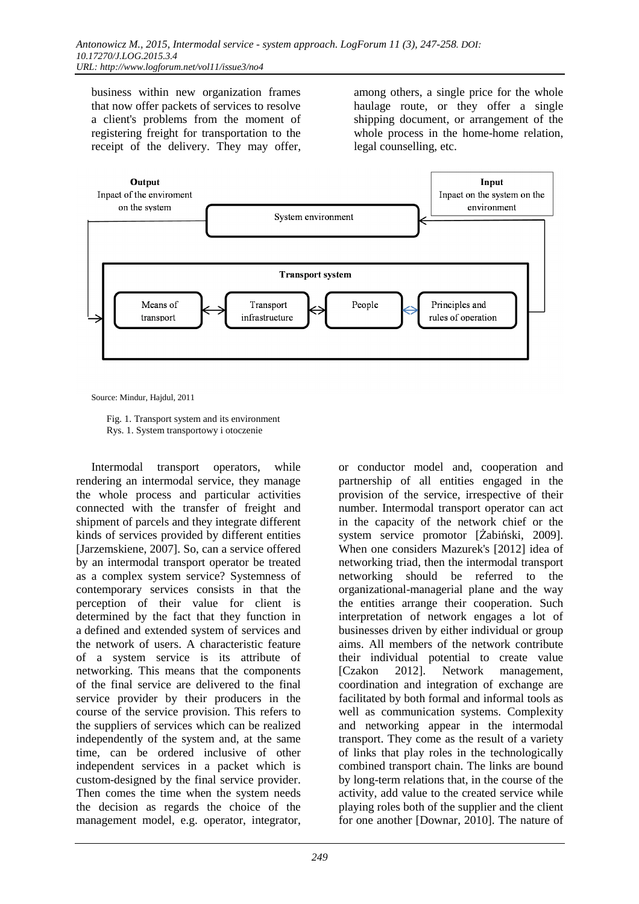business within new organization frames that now offer packets of services to resolve a client's problems from the moment of registering freight for transportation to the receipt of the delivery. They may offer, among others, a single price for the whole haulage route, or they offer a single shipping document, or arrangement of the whole process in the home-home relation, legal counselling, etc.

Source: Mindur, Hajdul, 2011

Fig. 1. Transport system and its environment
Rys. 1. System transportowy i otoczenie

Intermodal transport operators, while rendering an intermodal service, they manage the whole process and particular activities connected with the transfer of freight and shipment of parcels and they integrate different kinds of services provided by different entities [Jarzemskiene, 2007]. So, can a service offered by an intermodal transport operator be treated as a complex system service? Systemness of contemporary services consists in that the perception of their value for client is determined by the fact that they function in a defined and extended system of services and the network of users. A characteristic feature of a system service is its attribute of networking. This means that the components of the final service are delivered to the final service provider by their producers in the course of the service provision. This refers to the suppliers of services which can be realized independently of the system and, at the same time, can be ordered inclusive of other independent services in a packet which is custom-designed by the final service provider. Then comes the time when the system needs the decision as regards the choice of the management model, e.g. operator, integrator, or conductor model and, cooperation and partnership of all entities engaged in the provision of the service, irrespective of their number. Intermodal transport operator can act in the capacity of the network chief or the system service promotor [Żabiński, 2009]. When one considers Mazurek's [2012] idea of networking triad, then the intermodal transport networking should be referred to the organizational-managerial plane and the way the entities arrange their cooperation. Such interpretation of network engages a lot of businesses driven by either individual or group aims. All members of the network contribute their individual potential to create value [Czakon 2012]. Network management, coordination and integration of exchange are facilitated by both formal and informal tools as well as communication systems. Complexity and networking appear in the intermodal transport. They come as the result of a variety of links that play roles in the technologically combined transport chain. The links are bound by long-term relations that, in the course of the activity, add value to the created service while playing roles both of the supplier and the client for one another [Downar, 2010]. The nature of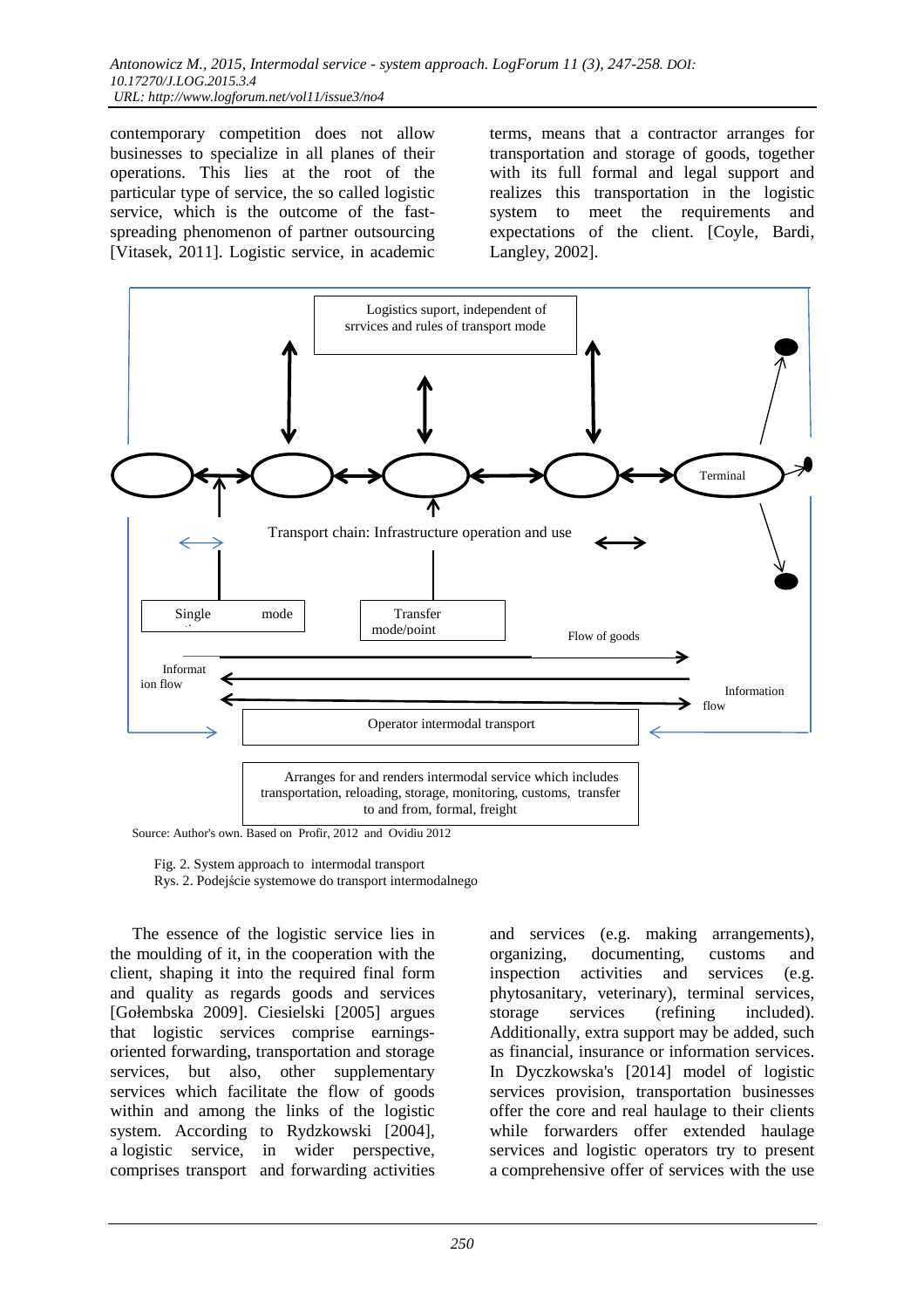contemporary competition does not allow businesses to specialize in all planes of their operations. This lies at the root of the particular type of service, the so called logistic service, which is the outcome of the fast-spreading phenomenon of partner outsourcing [Vitasek, 2011]. Logistic service, in academic terms, means that a contractor arranges for transportation and storage of goods, together with its full formal and legal support and realizes this transportation in the logistic system to meet the requirements and expectations of the client. [Coyle, Bardi, Langley, 2002].

Logistics suport, independent of srrvices and rules of transport mode

Terminal

Transport chain: Infrastructure operation and use

Single mode

Transfer mode/point

Flow of goods

Informat ion flow

Information flow

Operator intermodal transport

Arranges for and renders intermodal service which includes transportation, reloading, storage, monitoring, customs, transfer to and from, formal, freight

Source: Author's own. Based on Profir, 2012 and Ovidiu 2012

Fig. 2. System approach to intermodal transport
Rys. 2. Podejście systemowe do transport intermodalnego

The essence of the logistic service lies in the moulding of it, in the cooperation with the client, shaping it into the required final form and quality as regards goods and services [Gołembska 2009]. Ciesielski [2005] argues that logistic services comprise earnings-oriented forwarding, transportation and storage services, but also, other supplementary services which facilitate the flow of goods within and among the links of the logistic system. According to Rydzkowski [2004], a logistic service, in wider perspective, comprises transport and forwarding activities and services (e.g. making arrangements), organizing, documenting, customs and inspection activities and services (e.g. phytosanitary, veterinary), terminal services, storage services (refining included). Additionally, extra support may be added, such as financial, insurance or information services. In Dyczkowska's [2014] model of logistic services provision, transportation businesses offer the core and real haulage to their clients while forwarders offer extended haulage services and logistic operators try to present a comprehensive offer of services with the use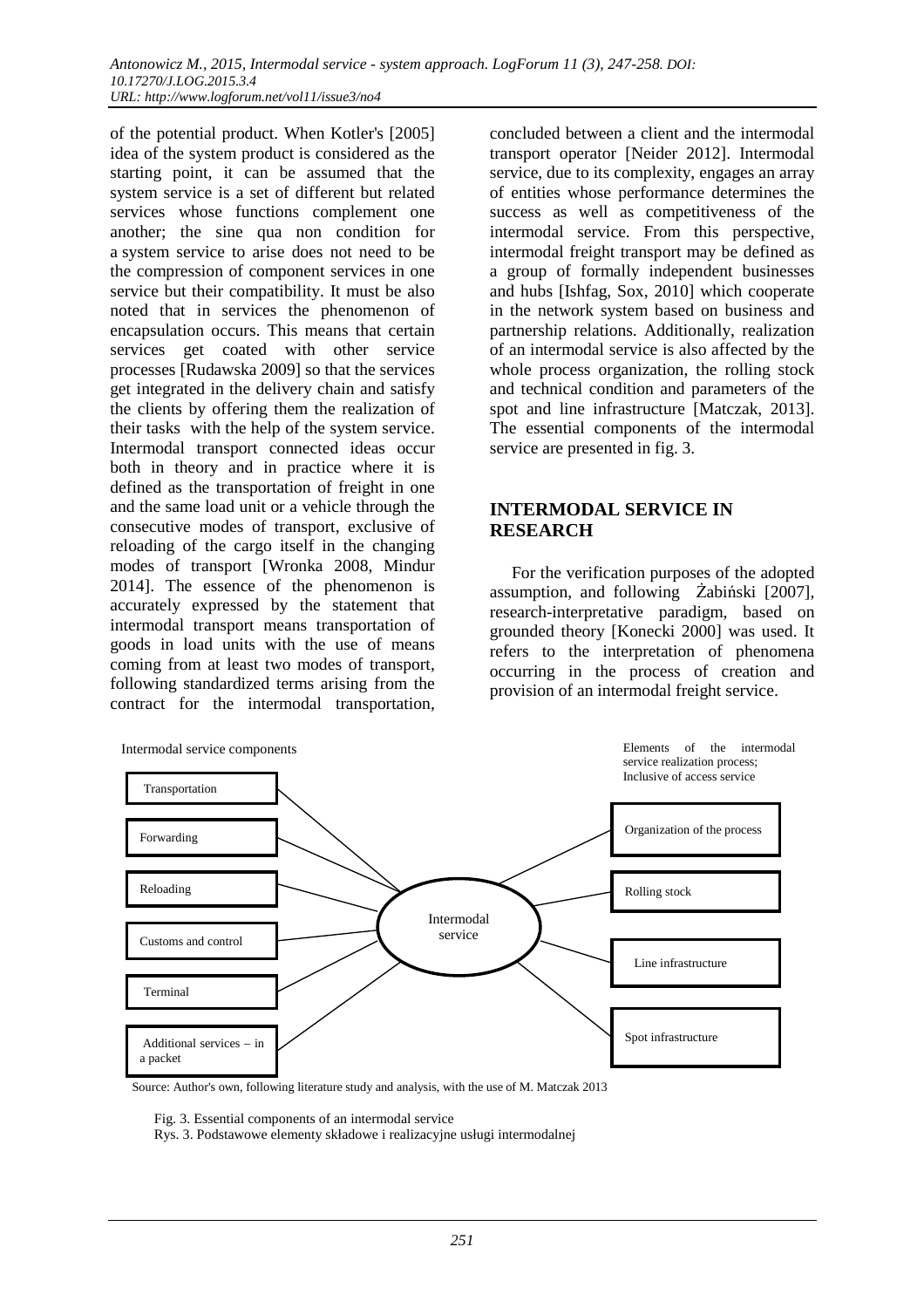of the potential product. When Kotler's [2005] idea of the system product is considered as the starting point, it can be assumed that the system service is a set of different but related services whose functions complement one another; the sine qua non condition for a system service to arise does not need to be the compression of component services in one service but their compatibility. It must be also noted that in services the phenomenon of encapsulation occurs. This means that certain services get coated with other service processes [Rudawska 2009] so that the services get integrated in the delivery chain and satisfy the clients by offering them the realization of their tasks with the help of the system service. Intermodal transport connected ideas occur both in theory and in practice where it is defined as the transportation of freight in one and the same load unit or a vehicle through the consecutive modes of transport, exclusive of reloading of the cargo itself in the changing modes of transport [Wronka 2008, Mindur 2014]. The essence of the phenomenon is accurately expressed by the statement that intermodal transport means transportation of goods in load units with the use of means coming from at least two modes of transport, following standardized terms arising from the contract for the intermodal transportation, concluded between a client and the intermodal transport operator [Neider 2012]. Intermodal service, due to its complexity, engages an array of entities whose performance determines the success as well as competitiveness of the intermodal service. From this perspective, intermodal freight transport may be defined as a group of formally independent businesses and hubs [Ishfag, Sox, 2010] which cooperate in the network system based on business and partnership relations. Additionally, realization of an intermodal service is also affected by the whole process organization, the rolling stock and technical condition and parameters of the spot and line infrastructure [Matczak, 2013]. The essential components of the intermodal service are presented in fig. 3.

## INTERMODAL SERVICE IN RESEARCH

For the verification purposes of the adopted assumption, and following Żabiński [2007], research-interpretative paradigm, based on grounded theory [Konecki 2000] was used. It refers to the interpretation of phenomena occurring in the process of creation and provision of an intermodal freight service.

Intermodal service components: Transportation; Forwarding; Reloading; Customs and control; Terminal; Additional services – in a packet

Intermodal service

Elements of the intermodal service realization process; Inclusive of access service: Organization of the process; Rolling stock; Line infrastructure; Spot infrastructure

Source: Author's own, following literature study and analysis, with the use of M. Matczak 2013

Fig. 3. Essential components of an intermodal service

Rys. 3. Podstawowe elementy składowe i realizacyjne usługi intermodalnej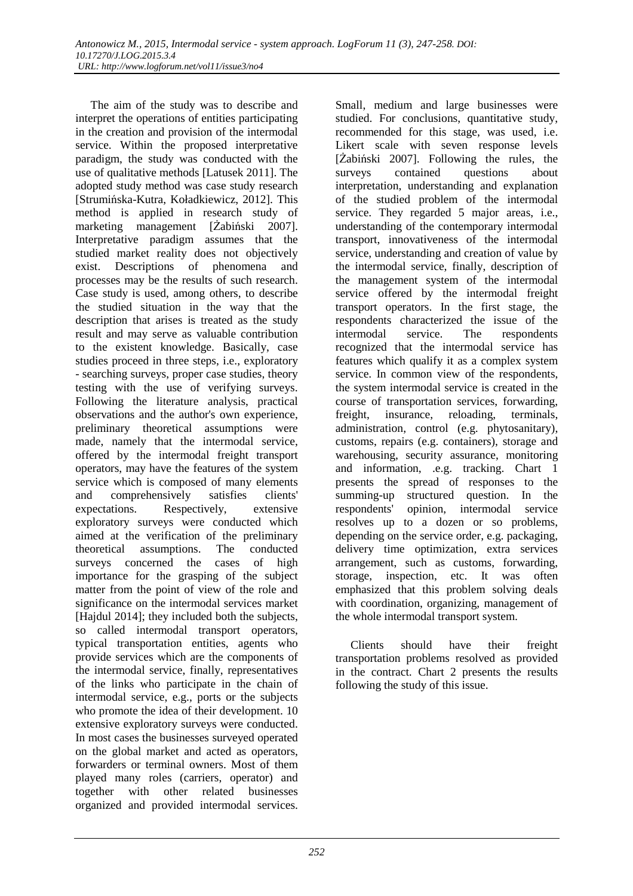The aim of the study was to describe and interpret the operations of entities participating in the creation and provision of the intermodal service. Within the proposed interpretative paradigm, the study was conducted with the use of qualitative methods [Latusek 2011]. The adopted study method was case study research [Strumińska-Kutra, Koładkiewicz, 2012]. This method is applied in research study of marketing management [Żabiński 2007]. Interpretative paradigm assumes that the studied market reality does not objectively exist. Descriptions of phenomena and processes may be the results of such research. Case study is used, among others, to describe the studied situation in the way that the description that arises is treated as the study result and may serve as valuable contribution to the existent knowledge. Basically, case studies proceed in three steps, i.e., exploratory - searching surveys, proper case studies, theory testing with the use of verifying surveys. Following the literature analysis, practical observations and the author's own experience, preliminary theoretical assumptions were made, namely that the intermodal service, offered by the intermodal freight transport operators, may have the features of the system service which is composed of many elements and comprehensively satisfies clients' expectations. Respectively, extensive exploratory surveys were conducted which aimed at the verification of the preliminary theoretical assumptions. The conducted surveys concerned the cases of high importance for the grasping of the subject matter from the point of view of the role and significance on the intermodal services market [Hajdul 2014]; they included both the subjects, so called intermodal transport operators, typical transportation entities, agents who provide services which are the components of the intermodal service, finally, representatives of the links who participate in the chain of intermodal service, e.g., ports or the subjects who promote the idea of their development. 10 extensive exploratory surveys were conducted. In most cases the businesses surveyed operated on the global market and acted as operators, forwarders or terminal owners. Most of them played many roles (carriers, operator) and together with other related businesses organized and provided intermodal services. Small, medium and large businesses were studied. For conclusions, quantitative study, recommended for this stage, was used, i.e. Likert scale with seven response levels [Żabiński 2007]. Following the rules, the surveys contained questions about interpretation, understanding and explanation of the studied problem of the intermodal service. They regarded 5 major areas, i.e., understanding of the contemporary intermodal transport, innovativeness of the intermodal service, understanding and creation of value by the intermodal service, finally, description of the management system of the intermodal service offered by the intermodal freight transport operators. In the first stage, the respondents characterized the issue of the intermodal service. The respondents recognized that the intermodal service has features which qualify it as a complex system service. In common view of the respondents, the system intermodal service is created in the course of transportation services, forwarding, freight, insurance, reloading, terminals, administration, control (e.g. phytosanitary), customs, repairs (e.g. containers), storage and warehousing, security assurance, monitoring and information, .e.g. tracking. Chart 1 presents the spread of responses to the summing-up structured question. In the respondents' opinion, intermodal service resolves up to a dozen or so problems, depending on the service order, e.g. packaging, delivery time optimization, extra services arrangement, such as customs, forwarding, storage, inspection, etc. It was often emphasized that this problem solving deals with coordination, organizing, management of the whole intermodal transport system.

Clients should have their freight transportation problems resolved as provided in the contract. Chart 2 presents the results following the study of this issue.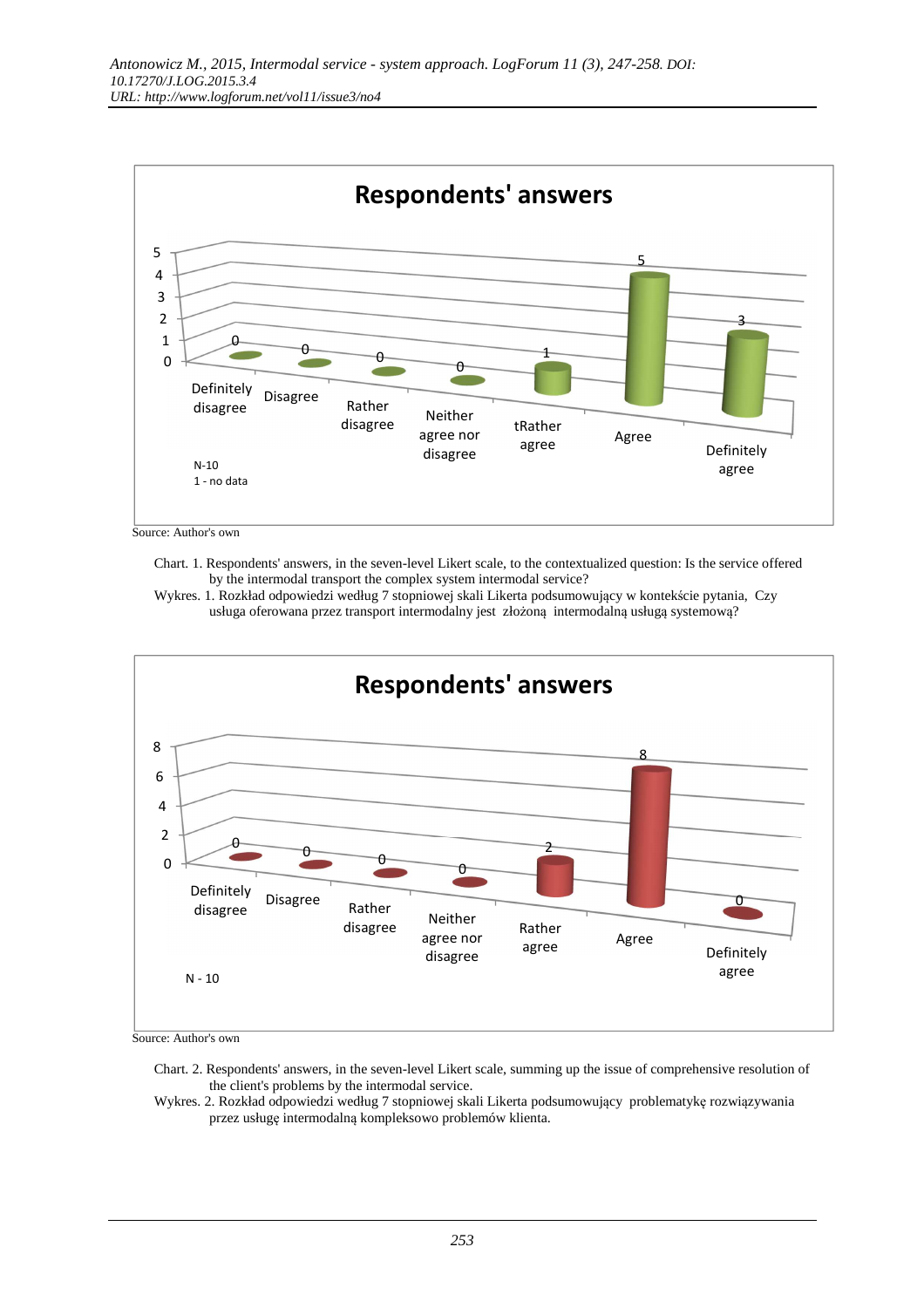Source: Author's own

Chart. 1. Respondents' answers, in the seven-level Likert scale, to the contextualized question: Is the service offered by the intermodal transport the complex system intermodal service?

Wykres. 1. Rozkład odpowiedzi według 7 stopniowej skali Likerta podsumowujący w kontekście pytania, Czy usługa oferowana przez transport intermodalny jest złożoną intermodalną usługą systemową?

Source: Author's own

Chart. 2. Respondents' answers, in the seven-level Likert scale, summing up the issue of comprehensive resolution of the client's problems by the intermodal service.

Wykres. 2. Rozkład odpowiedzi według 7 stopniowej skali Likerta podsumowujący problematykę rozwiązywania przez usługę intermodalną kompleksowo problemów klienta.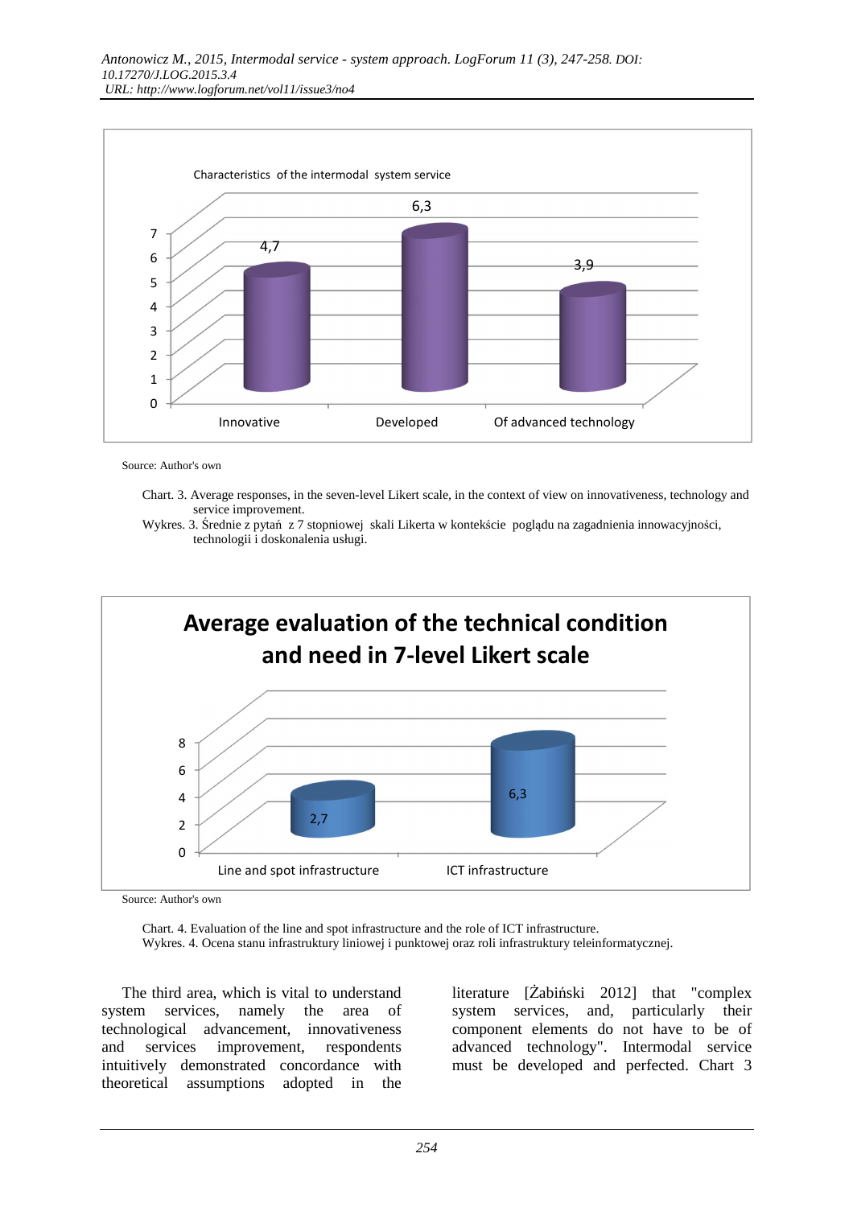Source: Author's own

Chart. 3. Average responses, in the seven-level Likert scale, in the context of view on innovativeness, technology and service improvement.
Wykres. 3. Średnie z pytań z 7 stopniowej skali Likerta w kontekście poglądu na zagadnienia innowacyjności, technologii i doskonalenia usługi.

Source: Author's own

Chart. 4. Evaluation of the line and spot infrastructure and the role of ICT infrastructure.
Wykres. 4. Ocena stanu infrastruktury liniowej i punktowej oraz roli infrastruktury teleinformatycznej.

The third area, which is vital to understand system services, namely the area of technological advancement, innovativeness and services improvement, respondents intuitively demonstrated concordance with the theoretical assumptions adopted in the literature [Żabiński 2012] that "complex system services, and, particularly their component elements do not have to be of advanced technology". Intermodal service must be developed and perfected. Chart 3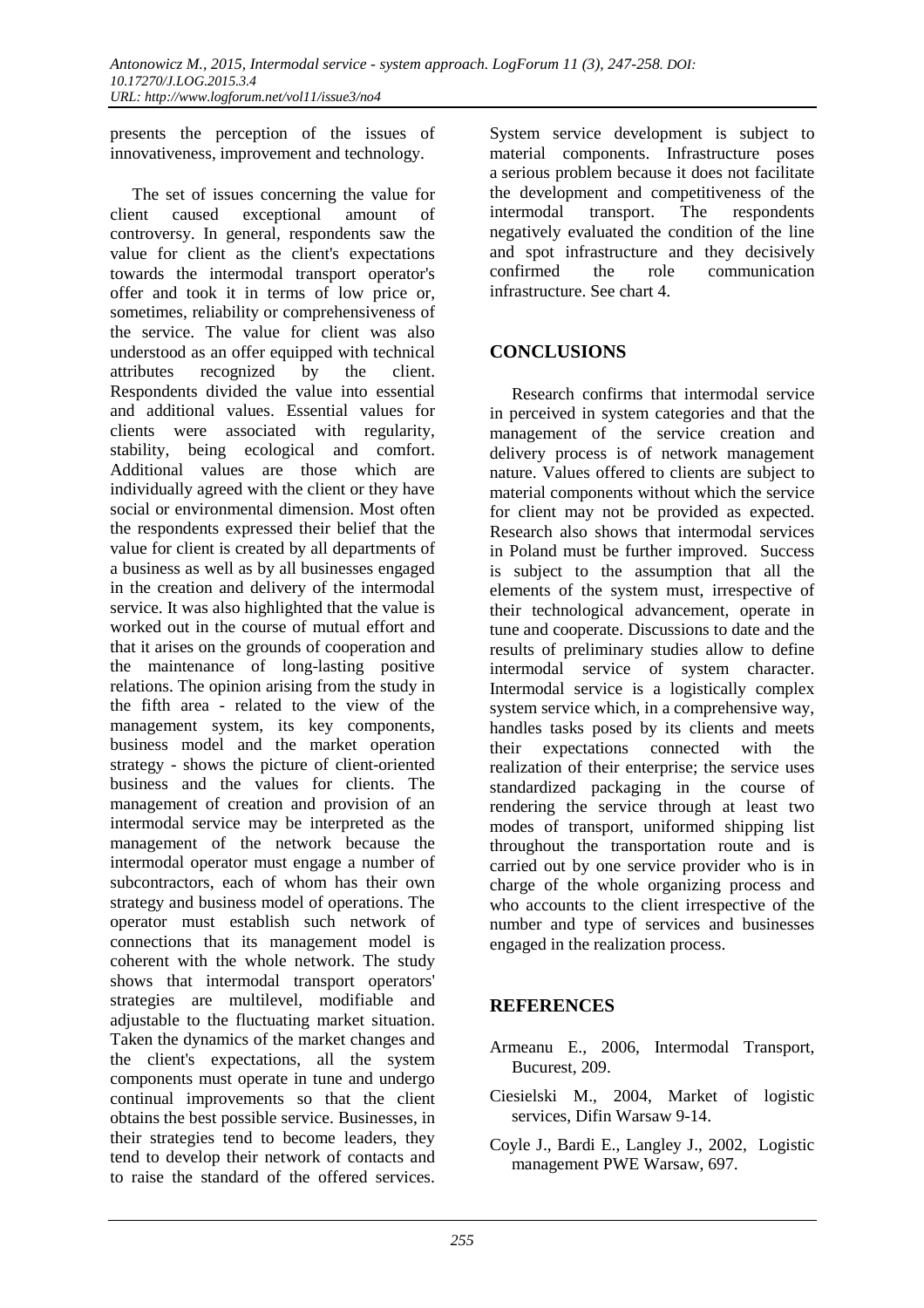presents the perception of the issues of innovativeness, improvement and technology.

The set of issues concerning the value for client caused exceptional amount of controversy. In general, respondents saw the value for client as the client's expectations towards the intermodal transport operator's offer and took it in terms of low price or, sometimes, reliability or comprehensiveness of the service. The value for client was also understood as an offer equipped with technical attributes recognized by the client. Respondents divided the value into essential and additional values. Essential values for clients were associated with regularity, stability, being ecological and comfort. Additional values are those which are individually agreed with the client or they have social or environmental dimension. Most often the respondents expressed their belief that the value for client is created by all departments of a business as well as by all businesses engaged in the creation and delivery of the intermodal service. It was also highlighted that the value is worked out in the course of mutual effort and that it arises on the grounds of cooperation and the maintenance of long-lasting positive relations. The opinion arising from the study in the fifth area - related to the view of the management system, its key components, business model and the market operation strategy - shows the picture of client-oriented business and the values for clients. The management of creation and provision of an intermodal service may be interpreted as the management of the network because the intermodal operator must engage a number of subcontractors, each of whom has their own strategy and business model of operations. The operator must establish such network of connections that its management model is coherent with the whole network. The study shows that intermodal transport operators' strategies are multilevel, modifiable and adjustable to the fluctuating market situation. Taken the dynamics of the market changes and the client's expectations, all the system components must operate in tune and undergo continual improvements so that the client obtains the best possible service. Businesses, in their strategies tend to become leaders, they tend to develop their network of contacts and to raise the standard of the offered services. System service development is subject to material components. Infrastructure poses a serious problem because it does not facilitate the development and competitiveness of the intermodal transport. The respondents negatively evaluated the condition of the line and spot infrastructure and they decisively confirmed the role communication infrastructure. See chart 4.

## CONCLUSIONS

Research confirms that intermodal service in perceived in system categories and that the management of the service creation and delivery process is of network management nature. Values offered to clients are subject to material components without which the service for client may not be provided as expected. Research also shows that intermodal services in Poland must be further improved. Success is subject to the assumption that all the elements of the system must, irrespective of their technological advancement, operate in tune and cooperate. Discussions to date and the results of preliminary studies allow to define intermodal service of system character. Intermodal service is a logistically complex system service which, in a comprehensive way, handles tasks posed by its clients and meets their expectations connected with the realization of their enterprise; the service uses standardized packaging in the course of rendering the service through at least two modes of transport, uniformed shipping list throughout the transportation route and is carried out by one service provider who is in charge of the whole organizing process and who accounts to the client irrespective of the number and type of services and businesses engaged in the realization process.

## REFERENCES

Armeanu E., 2006, Intermodal Transport, Bucurest, 209.

Ciesielski M., 2004, Market of logistic services, Difin Warsaw 9-14.

Coyle J., Bardi E., Langley J., 2002, Logistic management PWE Warsaw, 697.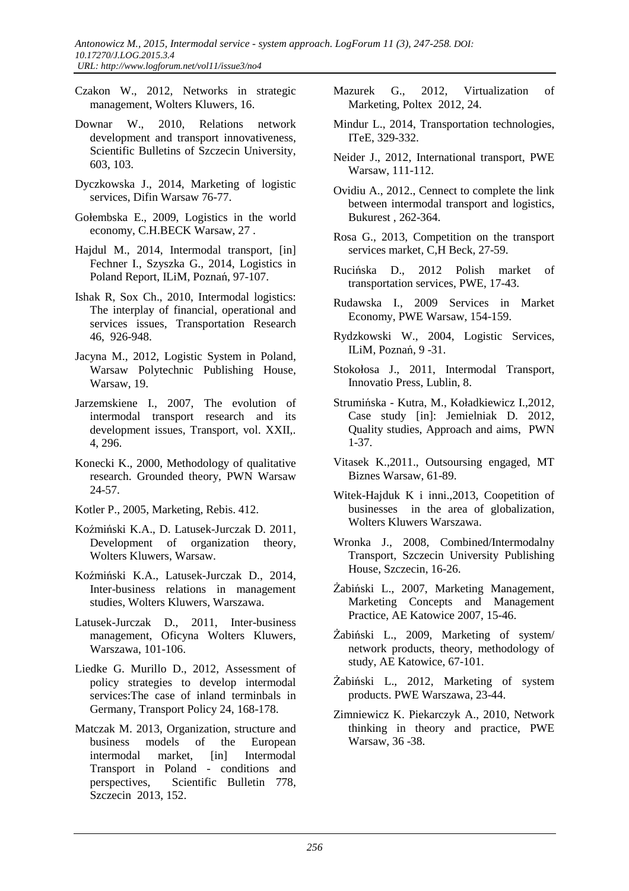Czakon W., 2012, Networks in strategic management, Wolters Kluwers, 16.

Downar W., 2010, Relations network development and transport innovativeness, Scientific Bulletins of Szczecin University, 603, 103.

Dyczkowska J., 2014, Marketing of logistic services, Difin Warsaw 76-77.

Gołembska E., 2009, Logistics in the world economy, C.H.BECK Warsaw, 27 .

Hajdul M., 2014, Intermodal transport, [in] Fechner I., Szyszka G., 2014, Logistics in Poland Report, ILiM, Poznań, 97-107.

Ishak R, Sox Ch., 2010, Intermodal logistics: The interplay of financial, operational and services issues, Transportation Research 46, 926-948.

Jacyna M., 2012, Logistic System in Poland, Warsaw Polytechnic Publishing House, Warsaw, 19.

Jarzemskiene I., 2007, The evolution of intermodal transport research and its development issues, Transport, vol. XXII,. 4, 296.

Konecki K., 2000, Methodology of qualitative research. Grounded theory, PWN Warsaw 24-57.

Kotler P., 2005, Marketing, Rebis. 412.

Koźmiński K.A., D. Latusek-Jurczak D. 2011, Development of organization theory, Wolters Kluwers, Warsaw.

Koźmiński K.A., Latusek-Jurczak D., 2014, Inter-business relations in management studies, Wolters Kluwers, Warszawa.

Latusek-Jurczak D., 2011, Inter-business management, Oficyna Wolters Kluwers, Warszawa, 101-106.

Liedke G. Murillo D., 2012, Assessment of policy strategies to develop intermodal services:The case of inland terminbals in Germany, Transport Policy 24, 168-178.

Matczak M. 2013, Organization, structure and business models of the European intermodal market, [in] Intermodal Transport in Poland - conditions and perspectives, Scientific Bulletin 778, Szczecin 2013, 152.

Mazurek G., 2012, Virtualization of Marketing, Poltex 2012, 24.

Mindur L., 2014, Transportation technologies, ITeE, 329-332.

Neider J., 2012, International transport, PWE Warsaw, 111-112.

Ovidiu A., 2012., Cennect to complete the link between intermodal transport and logistics, Bukurest , 262-364.

Rosa G., 2013, Competition on the transport services market, C,H Beck, 27-59.

Rucińska D., 2012 Polish market of transportation services, PWE, 17-43.

Rudawska I., 2009 Services in Market Economy, PWE Warsaw, 154-159.

Rydzkowski W., 2004, Logistic Services, ILiM, Poznań, 9 -31.

Stokołosa J., 2011, Intermodal Transport, Innovatio Press, Lublin, 8.

Strumińska - Kutra, M., Koładkiewicz I.,2012, Case study [in]: Jemielniak D. 2012, Quality studies, Approach and aims, PWN 1-37.

Vitasek K.,2011., Outsoursing engaged, MT Biznes Warsaw, 61-89.

Witek-Hajduk K i inni.,2013, Coopetition of businesses in the area of globalization, Wolters Kluwers Warszawa.

Wronka J., 2008, Combined/Intermodalny Transport, Szczecin University Publishing House, Szczecin, 16-26.

Żabiński L., 2007, Marketing Management, Marketing Concepts and Management Practice, AE Katowice 2007, 15-46.

Żabiński L., 2009, Marketing of system/ network products, theory, methodology of study, AE Katowice, 67-101.

Żabiński L., 2012, Marketing of system products. PWE Warszawa, 23-44.

Zimniewicz K. Piekarczyk A., 2010, Network thinking in theory and practice, PWE Warsaw, 36 -38.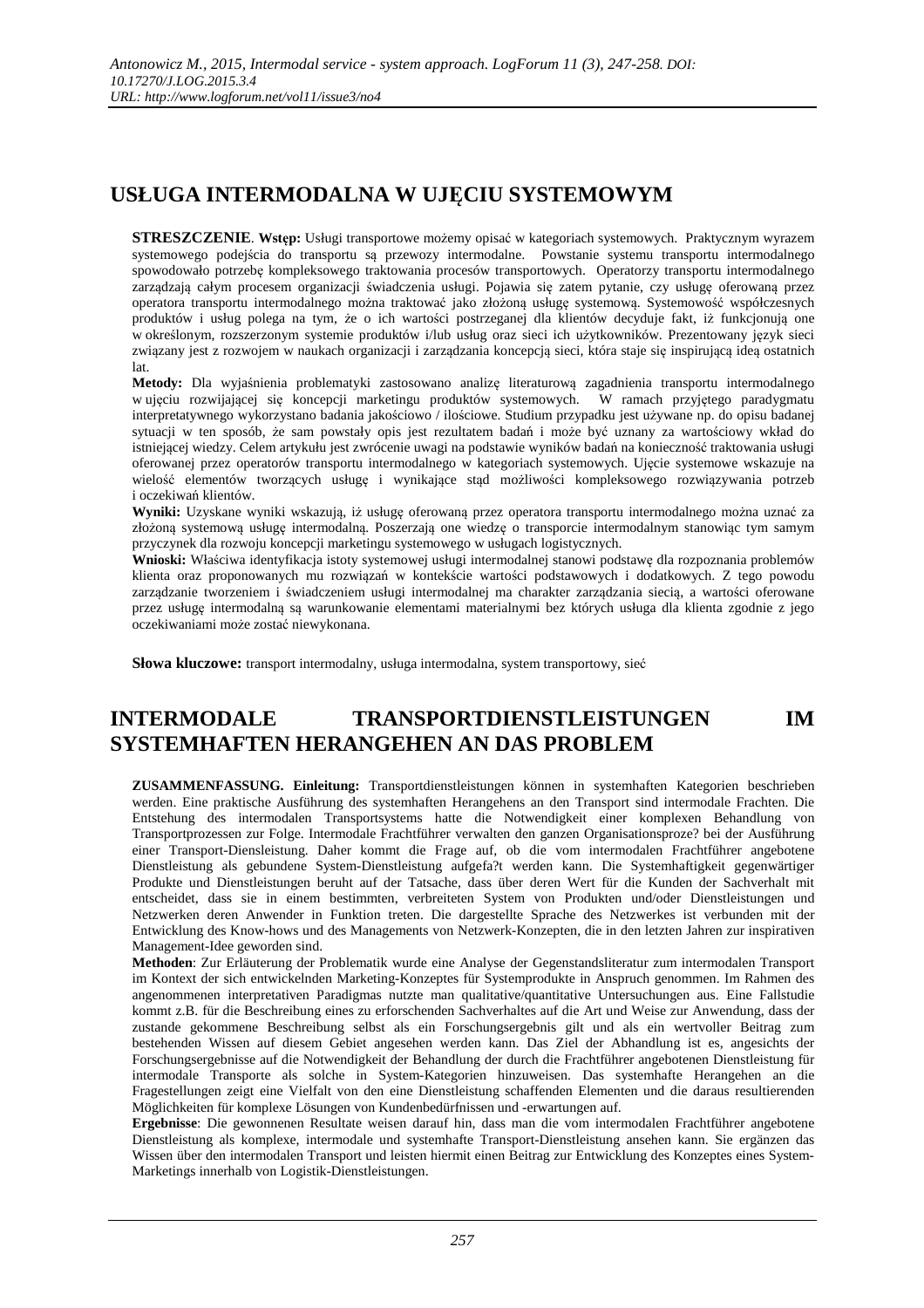# USŁUGA INTERMODALNA W UJĘCIU SYSTEMOWYM

**STRESZCZENIE**. **Wstęp:** Usługi transportowe możemy opisać w kategoriach systemowych. Praktycznym wyrazem systemowego podejścia do transportu są przewozy intermodalne. Powstanie systemu transportu intermodalnego spowodowało potrzebę kompleksowego traktowania procesów transportowych. Operatorzy transportu intermodalnego zarządzają całym procesem organizacji świadczenia usługi. Pojawia się zatem pytanie, czy usługę oferowaną przez operatora transportu intermodalnego można traktować jako złożoną usługę systemową. Systemowość współczesnych produktów i usług polega na tym, że o ich wartości postrzeganej dla klientów decyduje fakt, iż funkcjonują one w określonym, rozszerzonym systemie produktów i/lub usług oraz sieci ich użytkowników. Prezentowany język sieci związany jest z rozwojem w naukach organizacji i zarządzania koncepcją sieci, która staje się inspirującą ideą ostatnich lat.

**Metody:** Dla wyjaśnienia problematyki zastosowano analizę literaturową zagadnienia transportu intermodalnego w ujęciu rozwijającej się koncepcji marketingu produktów systemowych. W ramach przyjętego paradygmatu interpretatywnego wykorzystano badania jakościowo / ilościowe. Studium przypadku jest używane np. do opisu badanej sytuacji w ten sposób, że sam powstały opis jest rezultatem badań i może być uznany za wartościowy wkład do istniejącej wiedzy. Celem artykułu jest zwrócenie uwagi na podstawie wyników badań na konieczność traktowania usługi oferowanej przez operatorów transportu intermodalnego w kategoriach systemowych. Ujęcie systemowe wskazuje na wielość elementów tworzących usługę i wynikające stąd możliwości kompleksowego rozwiązywania potrzeb i oczekiwań klientów.

**Wyniki:** Uzyskane wyniki wskazują, iż usługę oferowaną przez operatora transportu intermodalnego można uznać za złożoną systemową usługę intermodalną. Poszerzają one wiedzę o transporcie intermodalnym stanowiąc tym samym przyczynek dla rozwoju koncepcji marketingu systemowego w usługach logistycznych.

**Wnioski:** Właściwa identyfikacja istoty systemowej usługi intermodalnej stanowi podstawę dla rozpoznania problemów klienta oraz proponowanych mu rozwiązań w kontekście wartości podstawowych i dodatkowych. Z tego powodu zarządzanie tworzeniem i świadczeniem usługi intermodalnej ma charakter zarządzania siecią, a wartości oferowane przez usługę intermodalną są warunkowanie elementami materialnymi bez których usługa dla klienta zgodnie z jego oczekiwaniami może zostać niewykonana.

**Słowa kluczowe:** transport intermodalny, usługa intermodalna, system transportowy, sieć

# INTERMODALE TRANSPORTDIENSTLEISTUNGEN IM SYSTEMHAFTEN HERANGEHEN AN DAS PROBLEM

**ZUSAMMENFASSUNG. Einleitung:** Transportdienstleistungen können in systemhaften Kategorien beschrieben werden. Eine praktische Ausführung des systemhaften Herangehens an den Transport sind intermodale Frachten. Die Entstehung des intermodalen Transportsystems hatte die Notwendigkeit einer komplexen Behandlung von Transportprozessen zur Folge. Intermodale Frachtführer verwalten den ganzen Organisationsproze? bei der Ausführung einer Transport-Diensleistung. Daher kommt die Frage auf, ob die vom intermodalen Frachtführer angebotene Dienstleistung als gebundene System-Dienstleistung aufgefa?t werden kann. Die Systemhaftigkeit gegenwärtiger Produkte und Dienstleistungen beruht auf der Tatsache, dass über deren Wert für die Kunden der Sachverhalt mit entscheidet, dass sie in einem bestimmten, verbreiteten System von Produkten und/oder Dienstleistungen und Netzwerken deren Anwender in Funktion treten. Die dargestellte Sprache des Netzwerkes ist verbunden mit der Entwicklung des Know-hows und des Managements von Netzwerk-Konzepten, die in den letzten Jahren zur inspirativen Management-Idee geworden sind.

**Methoden**: Zur Erläuterung der Problematik wurde eine Analyse der Gegenstandsliteratur zum intermodalen Transport im Kontext der sich entwickelnden Marketing-Konzeptes für Systemprodukte in Anspruch genommen. Im Rahmen des angenommenen interpretativen Paradigmas nutzte man qualitative/quantitative Untersuchungen aus. Eine Fallstudie kommt z.B. für die Beschreibung eines zu erforschenden Sachverhaltes auf die Art und Weise zur Anwendung, dass der zustande gekommene Beschreibung selbst als ein Forschungsergebnis gilt und als ein wertvoller Beitrag zum bestehenden Wissen auf diesem Gebiet angesehen werden kann. Das Ziel der Abhandlung ist es, angesichts der Forschungsergebnisse auf die Notwendigkeit der Behandlung der durch die Frachtführer angebotenen Dienstleistung für intermodale Transporte als solche in System-Kategorien hinzuweisen. Das systemhafte Herangehen an die Fragestellungen zeigt eine Vielfalt von den eine Dienstleistung schaffenden Elementen und die daraus resultierenden Möglichkeiten für komplexe Lösungen von Kundenbedürfnissen und -erwartungen auf.

**Ergebnisse**: Die gewonnenen Resultate weisen darauf hin, dass man die vom intermodalen Frachtführer angebotene Dienstleistung als komplexe, intermodale und systemhafte Transport-Dienstleistung ansehen kann. Sie ergänzen das Wissen über den intermodalen Transport und leisten hiermit einen Beitrag zur Entwicklung des Konzeptes eines System-Marketings innerhalb von Logistik-Dienstleistungen.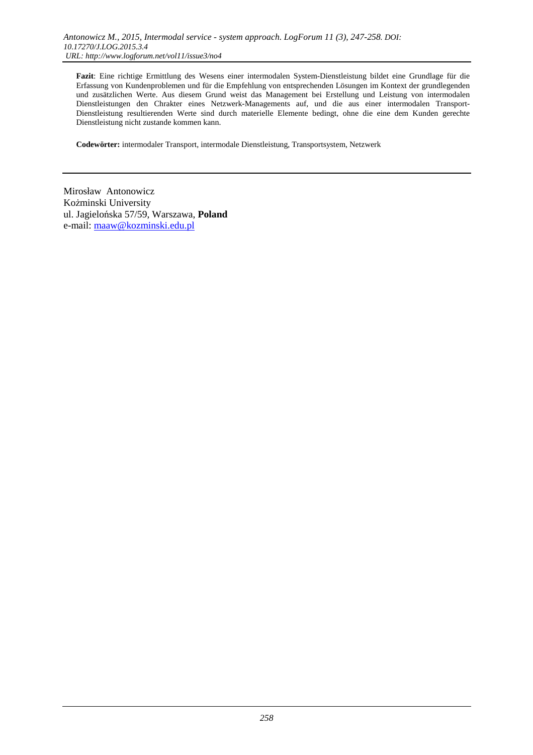**Fazit**: Eine richtige Ermittlung des Wesens einer intermodalen System-Dienstleistung bildet eine Grundlage für die Erfassung von Kundenproblemen und für die Empfehlung von entsprechenden Lösungen im Kontext der grundlegenden und zusätzlichen Werte. Aus diesem Grund weist das Management bei Erstellung und Leistung von intermodalen Dienstleistungen den Chrakter eines Netzwerk-Managements auf, und die aus einer intermodalen Transport-Dienstleistung resultierenden Werte sind durch materielle Elemente bedingt, ohne die eine dem Kunden gerechte Dienstleistung nicht zustande kommen kann.

**Codewörter:** intermodaler Transport, intermodale Dienstleistung, Transportsystem, Netzwerk

---

Mirosław Antonowicz
Koźminski University
ul. Jagiellońska 57/59, Warszawa, **Poland**
e-mail: maaw@kozminski.edu.pl